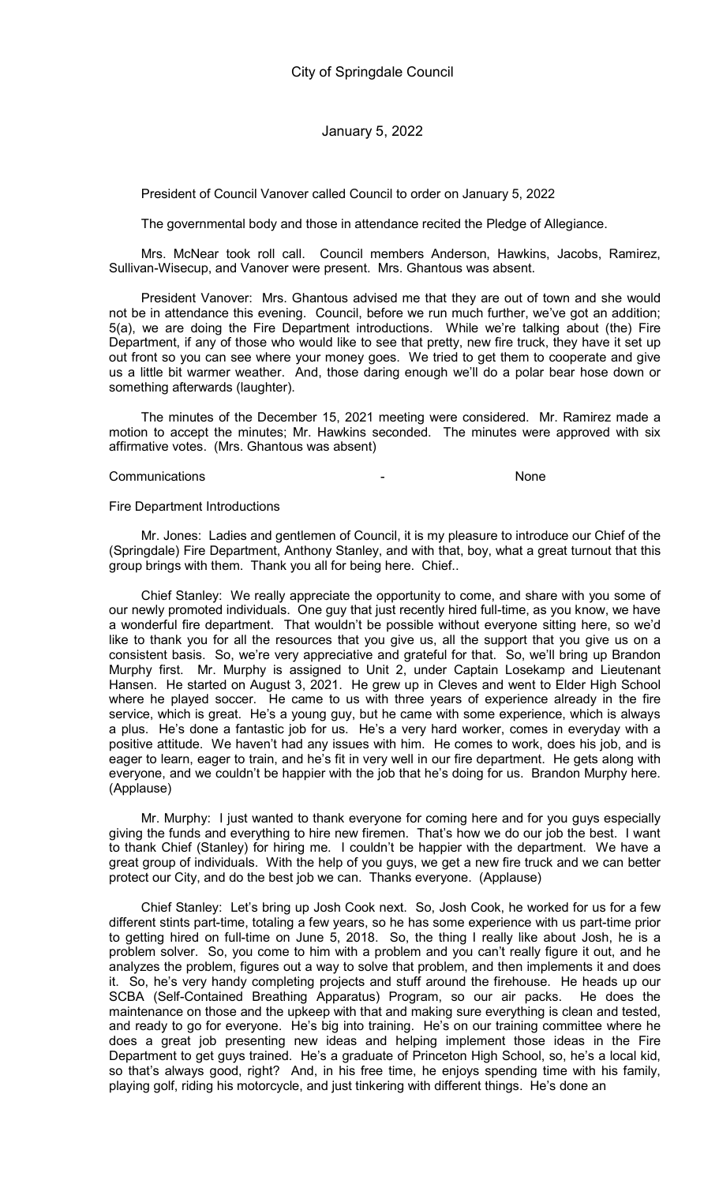# City of Springdale Council

January 5, 2022

President of Council Vanover called Council to order on January 5, 2022

The governmental body and those in attendance recited the Pledge of Allegiance.

Mrs. McNear took roll call. Council members Anderson, Hawkins, Jacobs, Ramirez, Sullivan-Wisecup, and Vanover were present. Mrs. Ghantous was absent.

President Vanover: Mrs. Ghantous advised me that they are out of town and she would not be in attendance this evening. Council, before we run much further, we've got an addition; 5(a), we are doing the Fire Department introductions. While we're talking about (the) Fire Department, if any of those who would like to see that pretty, new fire truck, they have it set up out front so you can see where your money goes. We tried to get them to cooperate and give us a little bit warmer weather. And, those daring enough we'll do a polar bear hose down or something afterwards (laughter).

The minutes of the December 15, 2021 meeting were considered. Mr. Ramirez made a motion to accept the minutes; Mr. Hawkins seconded. The minutes were approved with six affirmative votes. (Mrs. Ghantous was absent)

Communications - None

Fire Department Introductions

Mr. Jones: Ladies and gentlemen of Council, it is my pleasure to introduce our Chief of the (Springdale) Fire Department, Anthony Stanley, and with that, boy, what a great turnout that this group brings with them. Thank you all for being here. Chief..

Chief Stanley: We really appreciate the opportunity to come, and share with you some of our newly promoted individuals. One guy that just recently hired full-time, as you know, we have a wonderful fire department. That wouldn't be possible without everyone sitting here, so we'd like to thank you for all the resources that you give us, all the support that you give us on a consistent basis. So, we're very appreciative and grateful for that. So, we'll bring up Brandon Murphy first. Mr. Murphy is assigned to Unit 2, under Captain Losekamp and Lieutenant Hansen. He started on August 3, 2021. He grew up in Cleves and went to Elder High School where he played soccer. He came to us with three years of experience already in the fire service, which is great. He's a young guy, but he came with some experience, which is always a plus. He's done a fantastic job for us. He's a very hard worker, comes in everyday with a positive attitude. We haven't had any issues with him. He comes to work, does his job, and is eager to learn, eager to train, and he's fit in very well in our fire department. He gets along with everyone, and we couldn't be happier with the job that he's doing for us. Brandon Murphy here. (Applause)

Mr. Murphy: I just wanted to thank everyone for coming here and for you guys especially giving the funds and everything to hire new firemen. That's how we do our job the best. I want to thank Chief (Stanley) for hiring me. I couldn't be happier with the department. We have a great group of individuals. With the help of you guys, we get a new fire truck and we can better protect our City, and do the best job we can. Thanks everyone. (Applause)

Chief Stanley: Let's bring up Josh Cook next. So, Josh Cook, he worked for us for a few different stints part-time, totaling a few years, so he has some experience with us part-time prior to getting hired on full-time on June 5, 2018. So, the thing I really like about Josh, he is a problem solver. So, you come to him with a problem and you can't really figure it out, and he analyzes the problem, figures out a way to solve that problem, and then implements it and does it. So, he's very handy completing projects and stuff around the firehouse. He heads up our SCBA (Self-Contained Breathing Apparatus) Program, so our air packs. He does the maintenance on those and the upkeep with that and making sure everything is clean and tested, and ready to go for everyone. He's big into training. He's on our training committee where he does a great job presenting new ideas and helping implement those ideas in the Fire Department to get guys trained. He's a graduate of Princeton High School, so, he's a local kid, so that's always good, right? And, in his free time, he enjoys spending time with his family, playing golf, riding his motorcycle, and just tinkering with different things. He's done an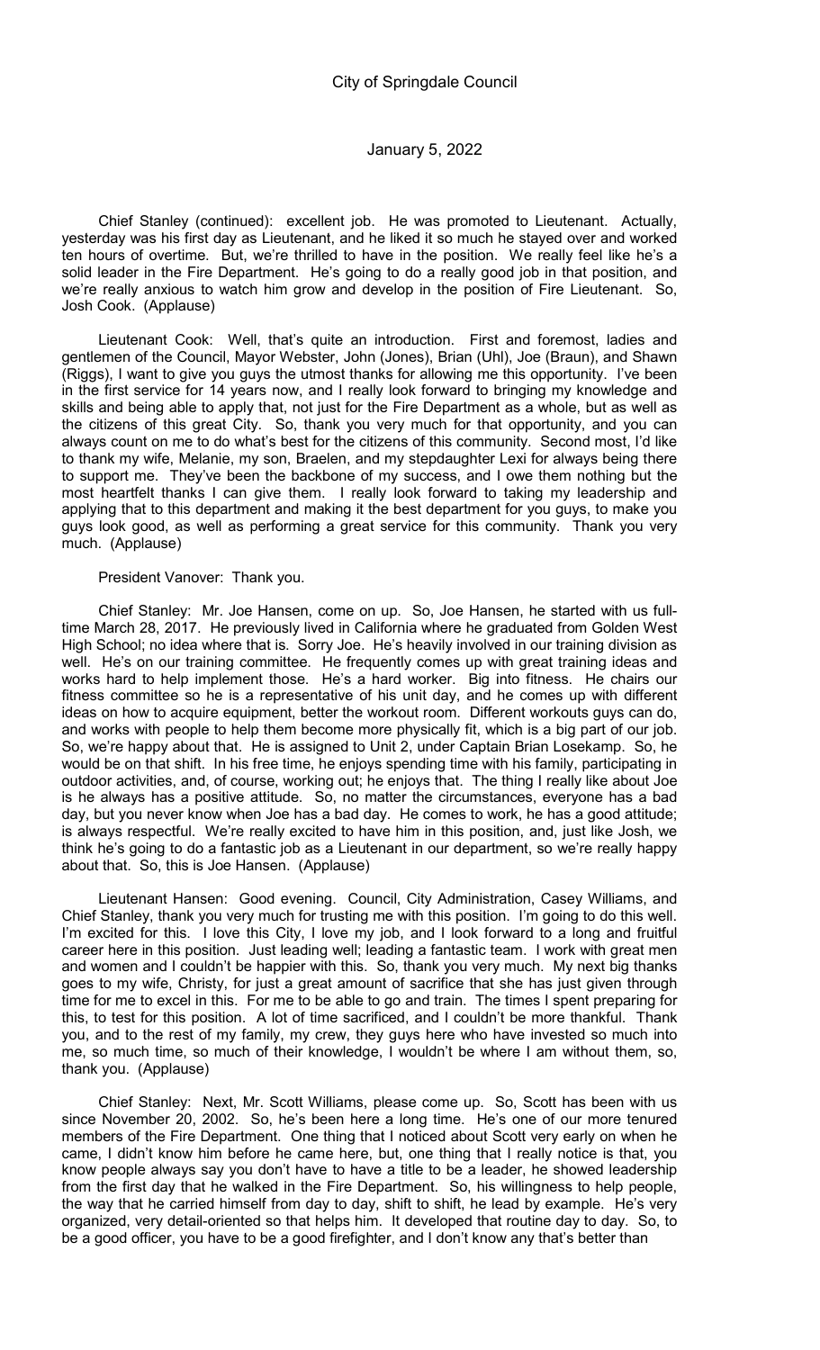Chief Stanley (continued): excellent job. He was promoted to Lieutenant. Actually, yesterday was his first day as Lieutenant, and he liked it so much he stayed over and worked ten hours of overtime. But, we're thrilled to have in the position. We really feel like he's a solid leader in the Fire Department. He's going to do a really good job in that position, and we're really anxious to watch him grow and develop in the position of Fire Lieutenant. So, Josh Cook. (Applause)

Lieutenant Cook: Well, that's quite an introduction. First and foremost, ladies and gentlemen of the Council, Mayor Webster, John (Jones), Brian (Uhl), Joe (Braun), and Shawn (Riggs), I want to give you guys the utmost thanks for allowing me this opportunity. I've been in the first service for 14 years now, and I really look forward to bringing my knowledge and skills and being able to apply that, not just for the Fire Department as a whole, but as well as the citizens of this great City. So, thank you very much for that opportunity, and you can always count on me to do what's best for the citizens of this community. Second most, I'd like to thank my wife, Melanie, my son, Braelen, and my stepdaughter Lexi for always being there to support me. They've been the backbone of my success, and I owe them nothing but the most heartfelt thanks I can give them. I really look forward to taking my leadership and applying that to this department and making it the best department for you guys, to make you guys look good, as well as performing a great service for this community. Thank you very much. (Applause)

President Vanover: Thank you.

Chief Stanley: Mr. Joe Hansen, come on up. So, Joe Hansen, he started with us full-time March 28, 2017. He previously lived in California where he graduated from Golden West High School; no idea where that is. Sorry Joe. He's heavily involved in our training division as well. He's on our training committee. He frequently comes up with great training ideas and works hard to help implement those. He's a hard worker. Big into fitness. He chairs our fitness committee so he is a representative of his unit day, and he comes up with different ideas on how to acquire equipment, better the workout room. Different workouts guys can do, and works with people to help them become more physically fit, which is a big part of our job. So, we're happy about that. He is assigned to Unit 2, under Captain Brian Losekamp. So, he would be on that shift. In his free time, he enjoys spending time with his family, participating in outdoor activities, and, of course, working out; he enjoys that. The thing I really like about Joe is he always has a positive attitude. So, no matter the circumstances, everyone has a bad day, but you never know when Joe has a bad day. He comes to work, he has a good attitude; is always respectful. We're really excited to have him in this position, and, just like Josh, we think he's going to do a fantastic job as a Lieutenant in our department, so we're really happy about that. So, this is Joe Hansen. (Applause)

Lieutenant Hansen: Good evening. Council, City Administration, Casey Williams, and Chief Stanley, thank you very much for trusting me with this position. I'm going to do this well. I'm excited for this. I love this City, I love my job, and I look forward to a long and fruitful career here in this position. Just leading well; leading a fantastic team. I work with great men and women and I couldn't be happier with this. So, thank you very much. My next big thanks goes to my wife, Christy, for just a great amount of sacrifice that she has just given through time for me to excel in this. For me to be able to go and train. The times I spent preparing for this, to test for this position. A lot of time sacrificed, and I couldn't be more thankful. Thank you, and to the rest of my family, my crew, they guys here who have invested so much into me, so much time, so much of their knowledge, I wouldn't be where I am without them, so, thank you. (Applause)

Chief Stanley: Next, Mr. Scott Williams, please come up. So, Scott has been with us since November 20, 2002. So, he's been here a long time. He's one of our more tenured members of the Fire Department. One thing that I noticed about Scott very early on when he came, I didn't know him before he came here, but, one thing that I really notice is that, you know people always say you don't have to have a title to be a leader, he showed leadership from the first day that he walked in the Fire Department. So, his willingness to help people, the way that he carried himself from day to day, shift to shift, he lead by example. He's very organized, very detail-oriented so that helps him. It developed that routine day to day. So, to be a good officer, you have to be a good firefighter, and I don't know any that's better than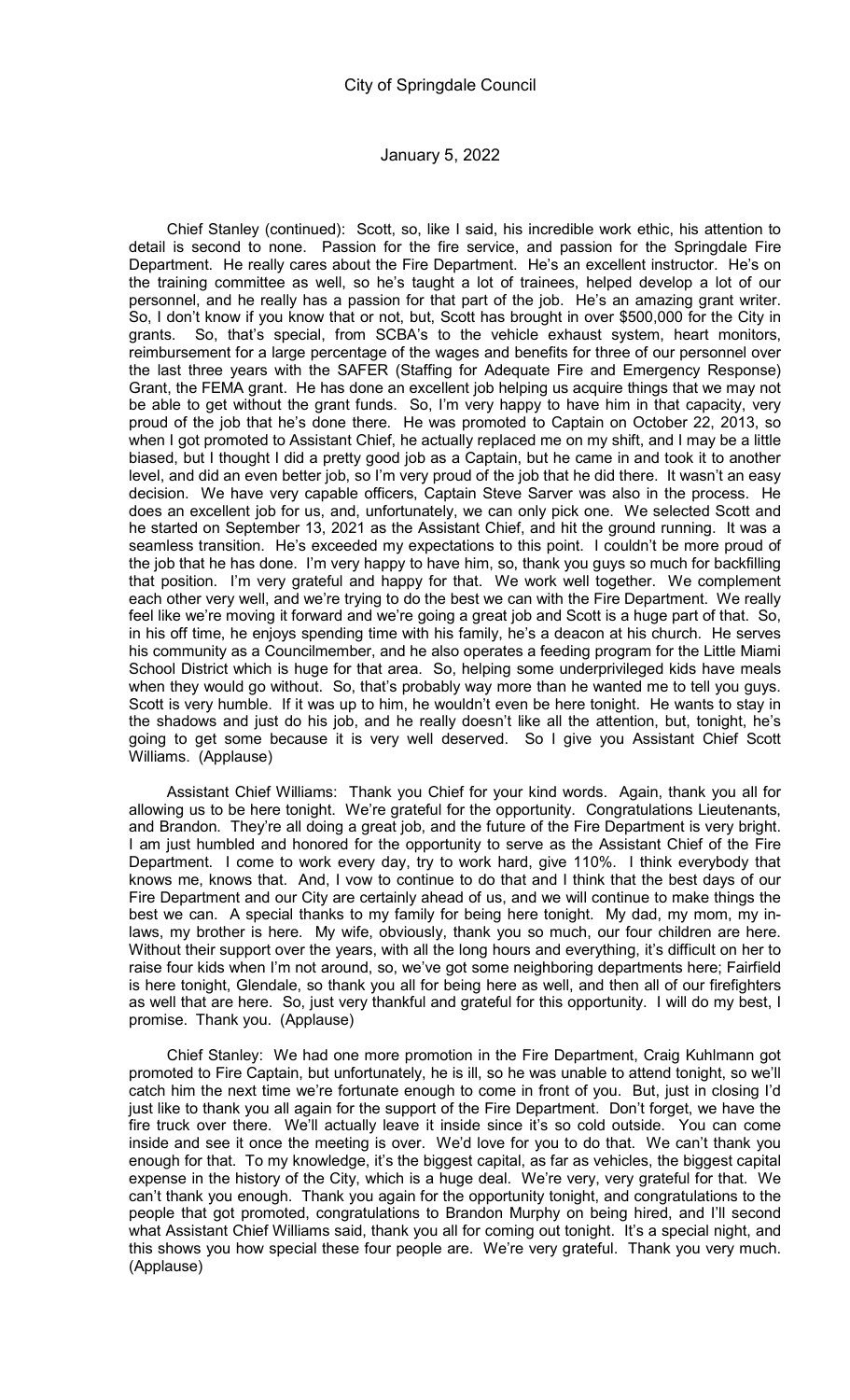Chief Stanley (continued): Scott, so, like I said, his incredible work ethic, his attention to detail is second to none. Passion for the fire service, and passion for the Springdale Fire Department. He really cares about the Fire Department. He's an excellent instructor. He's on the training committee as well, so he's taught a lot of trainees, helped develop a lot of our personnel, and he really has a passion for that part of the job. He's an amazing grant writer. So, I don't know if you know that or not, but, Scott has brought in over $500,000 for the City in grants. So, that's special, from SCBA's to the vehicle exhaust system, heart monitors, reimbursement for a large percentage of the wages and benefits for three of our personnel over the last three years with the SAFER (Staffing for Adequate Fire and Emergency Response) Grant, the FEMA grant. He has done an excellent job helping us acquire things that we may not be able to get without the grant funds. So, I'm very happy to have him in that capacity, very proud of the job that he's done there. He was promoted to Captain on October 22, 2013, so when I got promoted to Assistant Chief, he actually replaced me on my shift, and I may be a little biased, but I thought I did a pretty good job as a Captain, but he came in and took it to another level, and did an even better job, so I'm very proud of the job that he did there. It wasn't an easy decision. We have very capable officers, Captain Steve Sarver was also in the process. He does an excellent job for us, and, unfortunately, we can only pick one. We selected Scott and he started on September 13, 2021 as the Assistant Chief, and hit the ground running. It was a seamless transition. He's exceeded my expectations to this point. I couldn't be more proud of the job that he has done. I'm very happy to have him, so, thank you guys so much for backfilling that position. I'm very grateful and happy for that. We work well together. We complement each other very well, and we're trying to do the best we can with the Fire Department. We really feel like we're moving it forward and we're going a great job and Scott is a huge part of that. So, in his off time, he enjoys spending time with his family, he's a deacon at his church. He serves his community as a Councilmember, and he also operates a feeding program for the Little Miami School District which is huge for that area. So, helping some underprivileged kids have meals when they would go without. So, that's probably way more than he wanted me to tell you guys. Scott is very humble. If it was up to him, he wouldn't even be here tonight. He wants to stay in the shadows and just do his job, and he really doesn't like all the attention, but, tonight, he's going to get some because it is very well deserved. So I give you Assistant Chief Scott Williams. (Applause)

Assistant Chief Williams: Thank you Chief for your kind words. Again, thank you all for allowing us to be here tonight. We're grateful for the opportunity. Congratulations Lieutenants, and Brandon. They're all doing a great job, and the future of the Fire Department is very bright. I am just humbled and honored for the opportunity to serve as the Assistant Chief of the Fire Department. I come to work every day, try to work hard, give 110%. I think everybody that knows me, knows that. And, I vow to continue to do that and I think that the best days of our Fire Department and our City are certainly ahead of us, and we will continue to make things the best we can. A special thanks to my family for being here tonight. My dad, my mom, my in-laws, my brother is here. My wife, obviously, thank you so much, our four children are here. Without their support over the years, with all the long hours and everything, it's difficult on her to raise four kids when I'm not around, so, we've got some neighboring departments here; Fairfield is here tonight, Glendale, so thank you all for being here as well, and then all of our firefighters as well that are here. So, just very thankful and grateful for this opportunity. I will do my best, I promise. Thank you. (Applause)

Chief Stanley: We had one more promotion in the Fire Department, Craig Kuhlmann got promoted to Fire Captain, but unfortunately, he is ill, so he was unable to attend tonight, so we'll catch him the next time we're fortunate enough to come in front of you. But, just in closing I'd just like to thank you all again for the support of the Fire Department. Don't forget, we have the fire truck over there. We'll actually leave it inside since it's so cold outside. You can come inside and see it once the meeting is over. We'd love for you to do that. We can't thank you enough for that. To my knowledge, it's the biggest capital, as far as vehicles, the biggest capital expense in the history of the City, which is a huge deal. We're very, very grateful for that. We can't thank you enough. Thank you again for the opportunity tonight, and congratulations to the people that got promoted, congratulations to Brandon Murphy on being hired, and I'll second what Assistant Chief Williams said, thank you all for coming out tonight. It's a special night, and this shows you how special these four people are. We're very grateful. Thank you very much. (Applause)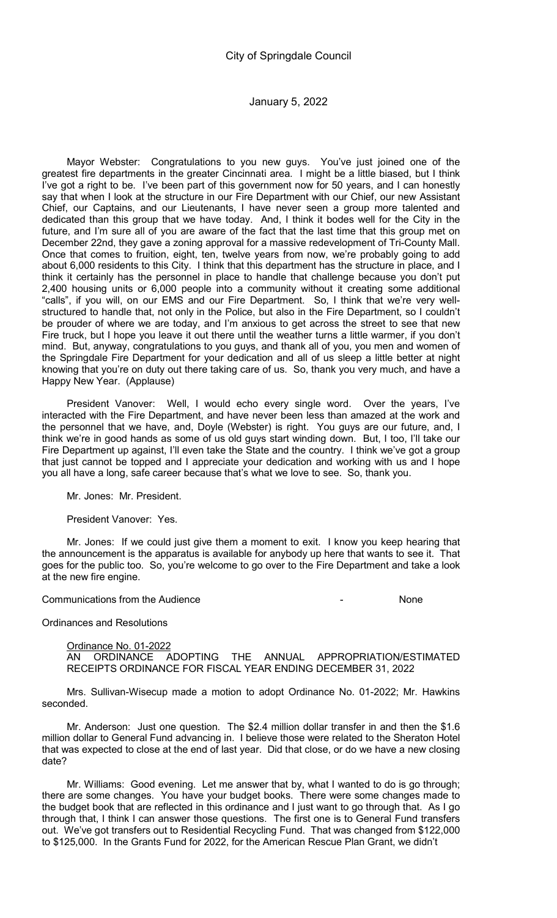Mayor Webster: Congratulations to you new guys. You've just joined one of the greatest fire departments in the greater Cincinnati area. I might be a little biased, but I think I've got a right to be. I've been part of this government now for 50 years, and I can honestly say that when I look at the structure in our Fire Department with our Chief, our new Assistant Chief, our Captains, and our Lieutenants, I have never seen a group more talented and dedicated than this group that we have today. And, I think it bodes well for the City in the future, and I'm sure all of you are aware of the fact that the last time that this group met on December 22nd, they gave a zoning approval for a massive redevelopment of Tri-County Mall. Once that comes to fruition, eight, ten, twelve years from now, we're probably going to add about 6,000 residents to this City. I think that this department has the structure in place, and I think it certainly has the personnel in place to handle that challenge because you don't put 2,400 housing units or 6,000 people into a community without it creating some additional "calls", if you will, on our EMS and our Fire Department. So, I think that we're very well-structured to handle that, not only in the Police, but also in the Fire Department, so I couldn't be prouder of where we are today, and I'm anxious to get across the street to see that new Fire truck, but I hope you leave it out there until the weather turns a little warmer, if you don't mind. But, anyway, congratulations to you guys, and thank all of you, you men and women of the Springdale Fire Department for your dedication and all of us sleep a little better at night knowing that you're on duty out there taking care of us. So, thank you very much, and have a Happy New Year. (Applause)

President Vanover: Well, I would echo every single word. Over the years, I've interacted with the Fire Department, and have never been less than amazed at the work and the personnel that we have, and, Doyle (Webster) is right. You guys are our future, and, I think we're in good hands as some of us old guys start winding down. But, I too, I'll take our Fire Department up against, I'll even take the State and the country. I think we've got a group that just cannot be topped and I appreciate your dedication and working with us and I hope you all have a long, safe career because that's what we love to see. So, thank you.

Mr. Jones: Mr. President.

President Vanover: Yes.

Mr. Jones: If we could just give them a moment to exit. I know you keep hearing that the announcement is the apparatus is available for anybody up here that wants to see it. That goes for the public too. So, you're welcome to go over to the Fire Department and take a look at the new fire engine.

Communications from the Audience - None

Ordinances and Resolutions

Ordinance No. 01-2022
AN ORDINANCE ADOPTING THE ANNUAL APPROPRIATION/ESTIMATED RECEIPTS ORDINANCE FOR FISCAL YEAR ENDING DECEMBER 31, 2022

Mrs. Sullivan-Wisecup made a motion to adopt Ordinance No. 01-2022; Mr. Hawkins seconded.

Mr. Anderson: Just one question. The $2.4 million dollar transfer in and then the $1.6 million dollar to General Fund advancing in. I believe those were related to the Sheraton Hotel that was expected to close at the end of last year. Did that close, or do we have a new closing date?

Mr. Williams: Good evening. Let me answer that by, what I wanted to do is go through; there are some changes. You have your budget books. There were some changes made to the budget book that are reflected in this ordinance and I just want to go through that. As I go through that, I think I can answer those questions. The first one is to General Fund transfers out. We've got transfers out to Residential Recycling Fund. That was changed from $122,000 to $125,000. In the Grants Fund for 2022, for the American Rescue Plan Grant, we didn't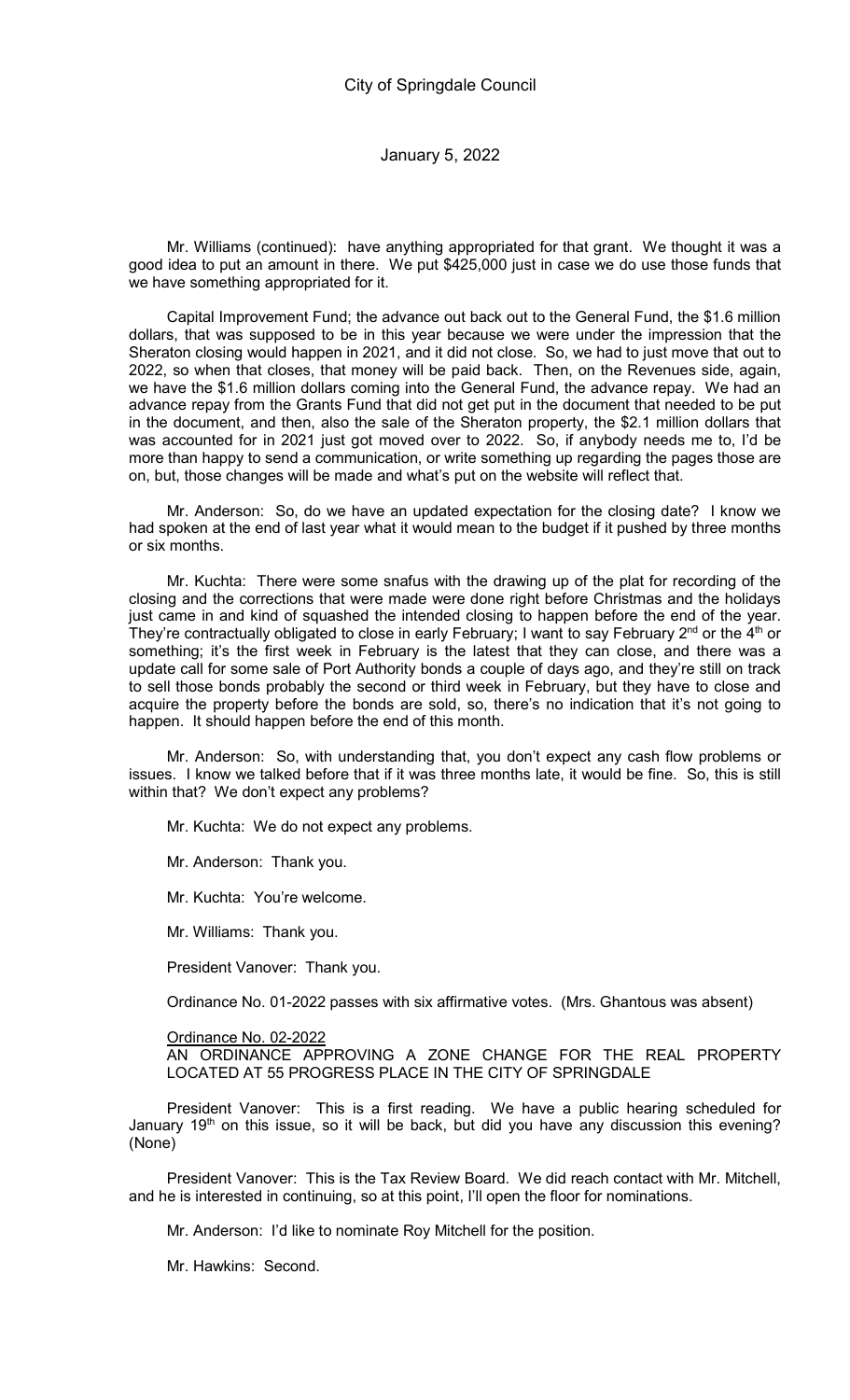Mr. Williams (continued): have anything appropriated for that grant. We thought it was a good idea to put an amount in there. We put $425,000 just in case we do use those funds that we have something appropriated for it.

Capital Improvement Fund; the advance out back out to the General Fund, the $1.6 million dollars, that was supposed to be in this year because we were under the impression that the Sheraton closing would happen in 2021, and it did not close. So, we had to just move that out to 2022, so when that closes, that money will be paid back. Then, on the Revenues side, again, we have the $1.6 million dollars coming into the General Fund, the advance repay. We had an advance repay from the Grants Fund that did not get put in the document that needed to be put in the document, and then, also the sale of the Sheraton property, the $2.1 million dollars that was accounted for in 2021 just got moved over to 2022. So, if anybody needs me to, I'd be more than happy to send a communication, or write something up regarding the pages those are on, but, those changes will be made and what's put on the website will reflect that.

Mr. Anderson: So, do we have an updated expectation for the closing date? I know we had spoken at the end of last year what it would mean to the budget if it pushed by three months or six months.

Mr. Kuchta: There were some snafus with the drawing up of the plat for recording of the closing and the corrections that were made were done right before Christmas and the holidays just came in and kind of squashed the intended closing to happen before the end of the year. They're contractually obligated to close in early February; I want to say February 2nd or the 4th or something; it's the first week in February is the latest that they can close, and there was a update call for some sale of Port Authority bonds a couple of days ago, and they're still on track to sell those bonds probably the second or third week in February, but they have to close and acquire the property before the bonds are sold, so, there's no indication that it's not going to happen. It should happen before the end of this month.

Mr. Anderson: So, with understanding that, you don't expect any cash flow problems or issues. I know we talked before that if it was three months late, it would be fine. So, this is still within that? We don't expect any problems?

Mr. Kuchta: We do not expect any problems.

Mr. Anderson: Thank you.

Mr. Kuchta: You're welcome.

Mr. Williams: Thank you.

President Vanover: Thank you.

Ordinance No. 01-2022 passes with six affirmative votes. (Mrs. Ghantous was absent)

Ordinance No. 02-2022

AN ORDINANCE APPROVING A ZONE CHANGE FOR THE REAL PROPERTY LOCATED AT 55 PROGRESS PLACE IN THE CITY OF SPRINGDALE

President Vanover: This is a first reading. We have a public hearing scheduled for January 19th on this issue, so it will be back, but did you have any discussion this evening? (None)

President Vanover: This is the Tax Review Board. We did reach contact with Mr. Mitchell, and he is interested in continuing, so at this point, I'll open the floor for nominations.

Mr. Anderson: I'd like to nominate Roy Mitchell for the position.

Mr. Hawkins: Second.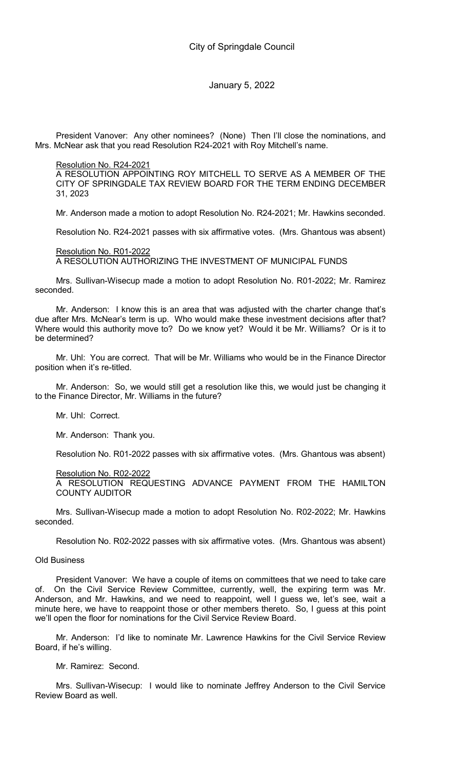President Vanover: Any other nominees? (None) Then I'll close the nominations, and Mrs. McNear ask that you read Resolution R24-2021 with Roy Mitchell's name.

Resolution No. R24-2021
A RESOLUTION APPOINTING ROY MITCHELL TO SERVE AS A MEMBER OF THE CITY OF SPRINGDALE TAX REVIEW BOARD FOR THE TERM ENDING DECEMBER 31, 2023

Mr. Anderson made a motion to adopt Resolution No. R24-2021; Mr. Hawkins seconded.

Resolution No. R24-2021 passes with six affirmative votes. (Mrs. Ghantous was absent)

Resolution No. R01-2022
A RESOLUTION AUTHORIZING THE INVESTMENT OF MUNICIPAL FUNDS

Mrs. Sullivan-Wisecup made a motion to adopt Resolution No. R01-2022; Mr. Ramirez seconded.

Mr. Anderson: I know this is an area that was adjusted with the charter change that's due after Mrs. McNear's term is up. Who would make these investment decisions after that? Where would this authority move to? Do we know yet? Would it be Mr. Williams? Or is it to be determined?

Mr. Uhl: You are correct. That will be Mr. Williams who would be in the Finance Director position when it's re-titled.

Mr. Anderson: So, we would still get a resolution like this, we would just be changing it to the Finance Director, Mr. Williams in the future?

Mr. Uhl: Correct.

Mr. Anderson: Thank you.

Resolution No. R01-2022 passes with six affirmative votes. (Mrs. Ghantous was absent)

Resolution No. R02-2022
A RESOLUTION REQUESTING ADVANCE PAYMENT FROM THE HAMILTON COUNTY AUDITOR

Mrs. Sullivan-Wisecup made a motion to adopt Resolution No. R02-2022; Mr. Hawkins seconded.

Resolution No. R02-2022 passes with six affirmative votes. (Mrs. Ghantous was absent)

Old Business

President Vanover: We have a couple of items on committees that we need to take care of. On the Civil Service Review Committee, currently, well, the expiring term was Mr. Anderson, and Mr. Hawkins, and we need to reappoint, well I guess we, let's see, wait a minute here, we have to reappoint those or other members thereto. So, I guess at this point we'll open the floor for nominations for the Civil Service Review Board.

Mr. Anderson: I'd like to nominate Mr. Lawrence Hawkins for the Civil Service Review Board, if he's willing.

Mr. Ramirez: Second.

Mrs. Sullivan-Wisecup: I would like to nominate Jeffrey Anderson to the Civil Service Review Board as well.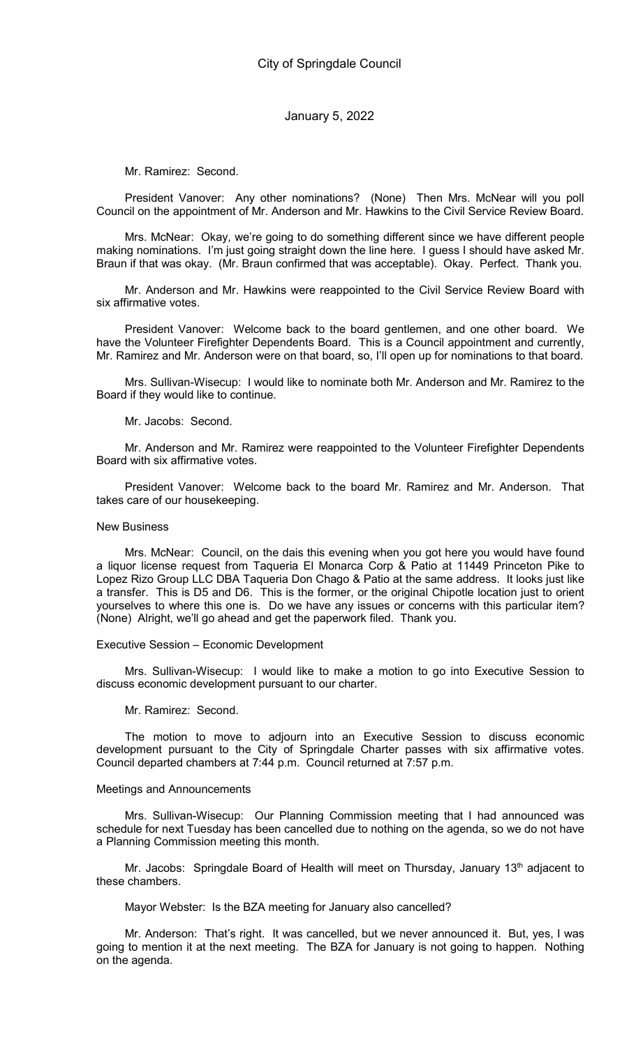Mr. Ramirez: Second.

President Vanover: Any other nominations? (None) Then Mrs. McNear will you poll Council on the appointment of Mr. Anderson and Mr. Hawkins to the Civil Service Review Board.

Mrs. McNear: Okay, we're going to do something different since we have different people making nominations. I'm just going straight down the line here. I guess I should have asked Mr. Braun if that was okay. (Mr. Braun confirmed that was acceptable). Okay. Perfect. Thank you.

Mr. Anderson and Mr. Hawkins were reappointed to the Civil Service Review Board with six affirmative votes.

President Vanover: Welcome back to the board gentlemen, and one other board. We have the Volunteer Firefighter Dependents Board. This is a Council appointment and currently, Mr. Ramirez and Mr. Anderson were on that board, so, I'll open up for nominations to that board.

Mrs. Sullivan-Wisecup: I would like to nominate both Mr. Anderson and Mr. Ramirez to the Board if they would like to continue.

Mr. Jacobs: Second.

Mr. Anderson and Mr. Ramirez were reappointed to the Volunteer Firefighter Dependents Board with six affirmative votes.

President Vanover: Welcome back to the board Mr. Ramirez and Mr. Anderson. That takes care of our housekeeping.

New Business

Mrs. McNear: Council, on the dais this evening when you got here you would have found a liquor license request from Taqueria El Monarca Corp & Patio at 11449 Princeton Pike to Lopez Rizo Group LLC DBA Taqueria Don Chago & Patio at the same address. It looks just like a transfer. This is D5 and D6. This is the former, or the original Chipotle location just to orient yourselves to where this one is. Do we have any issues or concerns with this particular item? (None) Alright, we'll go ahead and get the paperwork filed. Thank you.

Executive Session – Economic Development

Mrs. Sullivan-Wisecup: I would like to make a motion to go into Executive Session to discuss economic development pursuant to our charter.

Mr. Ramirez: Second.

The motion to move to adjourn into an Executive Session to discuss economic development pursuant to the City of Springdale Charter passes with six affirmative votes. Council departed chambers at 7:44 p.m. Council returned at 7:57 p.m.

Meetings and Announcements

Mrs. Sullivan-Wisecup: Our Planning Commission meeting that I had announced was schedule for next Tuesday has been cancelled due to nothing on the agenda, so we do not have a Planning Commission meeting this month.

Mr. Jacobs: Springdale Board of Health will meet on Thursday, January 13th adjacent to these chambers.

Mayor Webster: Is the BZA meeting for January also cancelled?

Mr. Anderson: That's right. It was cancelled, but we never announced it. But, yes, I was going to mention it at the next meeting. The BZA for January is not going to happen. Nothing on the agenda.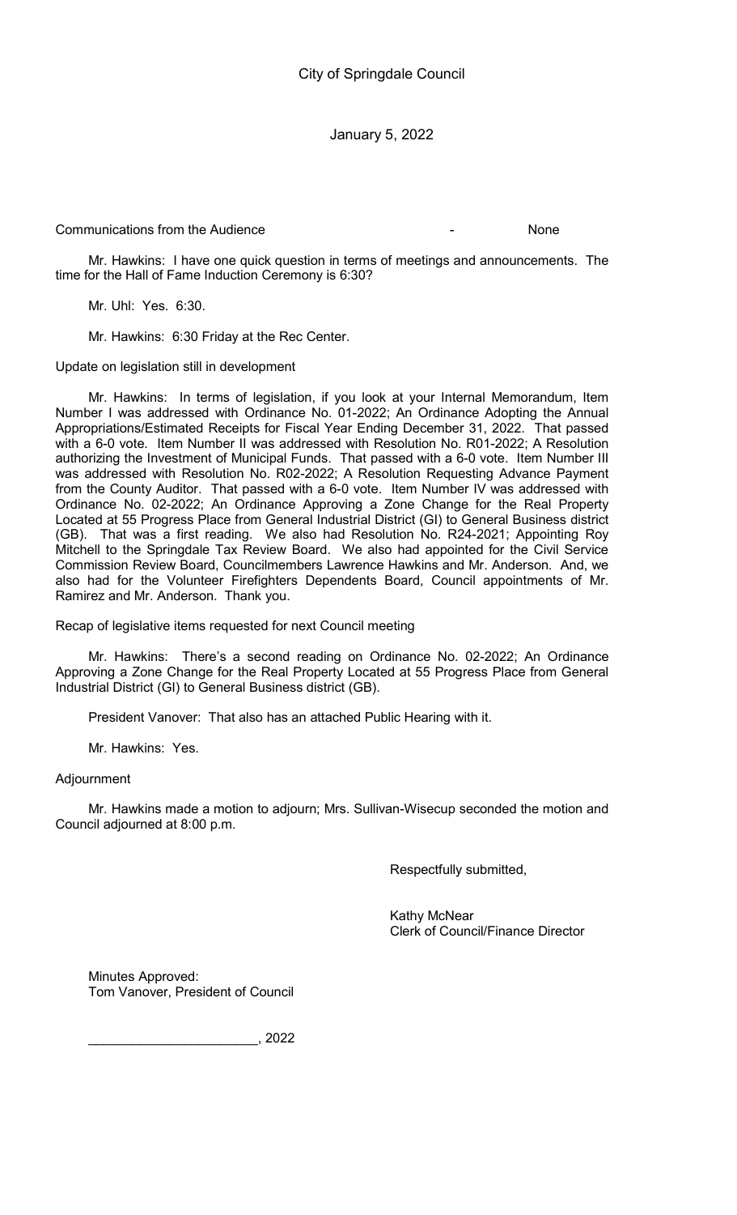Communications from the Audience - None

Mr. Hawkins: I have one quick question in terms of meetings and announcements. The time for the Hall of Fame Induction Ceremony is 6:30?

Mr. Uhl: Yes. 6:30.

Mr. Hawkins: 6:30 Friday at the Rec Center.

Update on legislation still in development

Mr. Hawkins: In terms of legislation, if you look at your Internal Memorandum, Item Number I was addressed with Ordinance No. 01-2022; An Ordinance Adopting the Annual Appropriations/Estimated Receipts for Fiscal Year Ending December 31, 2022. That passed with a 6-0 vote. Item Number II was addressed with Resolution No. R01-2022; A Resolution authorizing the Investment of Municipal Funds. That passed with a 6-0 vote. Item Number III was addressed with Resolution No. R02-2022; A Resolution Requesting Advance Payment from the County Auditor. That passed with a 6-0 vote. Item Number IV was addressed with Ordinance No. 02-2022; An Ordinance Approving a Zone Change for the Real Property Located at 55 Progress Place from General Industrial District (GI) to General Business district (GB). That was a first reading. We also had Resolution No. R24-2021; Appointing Roy Mitchell to the Springdale Tax Review Board. We also had appointed for the Civil Service Commission Review Board, Councilmembers Lawrence Hawkins and Mr. Anderson. And, we also had for the Volunteer Firefighters Dependents Board, Council appointments of Mr. Ramirez and Mr. Anderson. Thank you.

Recap of legislative items requested for next Council meeting

Mr. Hawkins: There's a second reading on Ordinance No. 02-2022; An Ordinance Approving a Zone Change for the Real Property Located at 55 Progress Place from General Industrial District (GI) to General Business district (GB).

President Vanover: That also has an attached Public Hearing with it.

Mr. Hawkins: Yes.

Adjournment

Mr. Hawkins made a motion to adjourn; Mrs. Sullivan-Wisecup seconded the motion and Council adjourned at 8:00 p.m.

Respectfully submitted,

Kathy McNear
Clerk of Council/Finance Director

Minutes Approved:
Tom Vanover, President of Council

_______________________, 2022